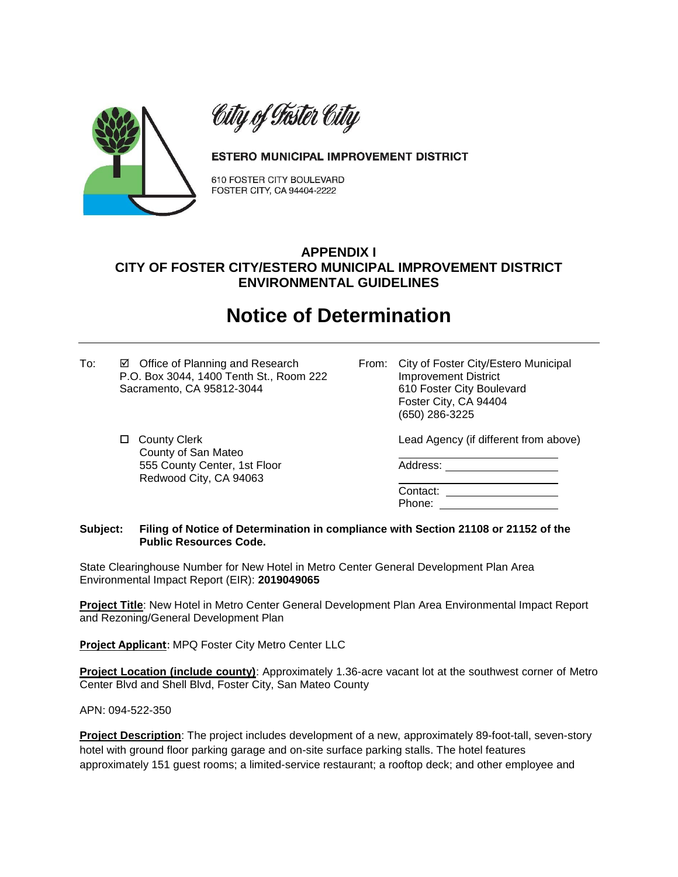City of Foster City

ESTERO MUNICIPAL IMPROVEMENT DISTRICT

610 FOSTER CITY BOULEVARD
FOSTER CITY, CA 94404-2222

**APPENDIX I**
**CITY OF FOSTER CITY/ESTERO MUNICIPAL IMPROVEMENT DISTRICT**
**ENVIRONMENTAL GUIDELINES**

# Notice of Determination

---

To: ☑ Office of Planning and Research
P.O. Box 3044, 1400 Tenth St., Room 222
Sacramento, CA 95812-3044

☐ County Clerk
County of San Mateo
555 County Center, 1st Floor
Redwood City, CA 94063

From: City of Foster City/Estero Municipal Improvement District
610 Foster City Boulevard
Foster City, CA 94404
(650) 286-3225

Lead Agency (if different from above)

______________________

Address: ______________________

______________________

Contact: ______________________

Phone: ______________________

**Subject: Filing of Notice of Determination in compliance with Section 21108 or 21152 of the Public Resources Code.**

State Clearinghouse Number for New Hotel in Metro Center General Development Plan Area Environmental Impact Report (EIR): **2019049065**

**Project Title**: New Hotel in Metro Center General Development Plan Area Environmental Impact Report and Rezoning/General Development Plan

**Project Applicant**: MPQ Foster City Metro Center LLC

**Project Location (include county)**: Approximately 1.36-acre vacant lot at the southwest corner of Metro Center Blvd and Shell Blvd, Foster City, San Mateo County

APN: 094-522-350

**Project Description**: The project includes development of a new, approximately 89-foot-tall, seven-story hotel with ground floor parking garage and on-site surface parking stalls. The hotel features approximately 151 guest rooms; a limited-service restaurant; a rooftop deck; and other employee and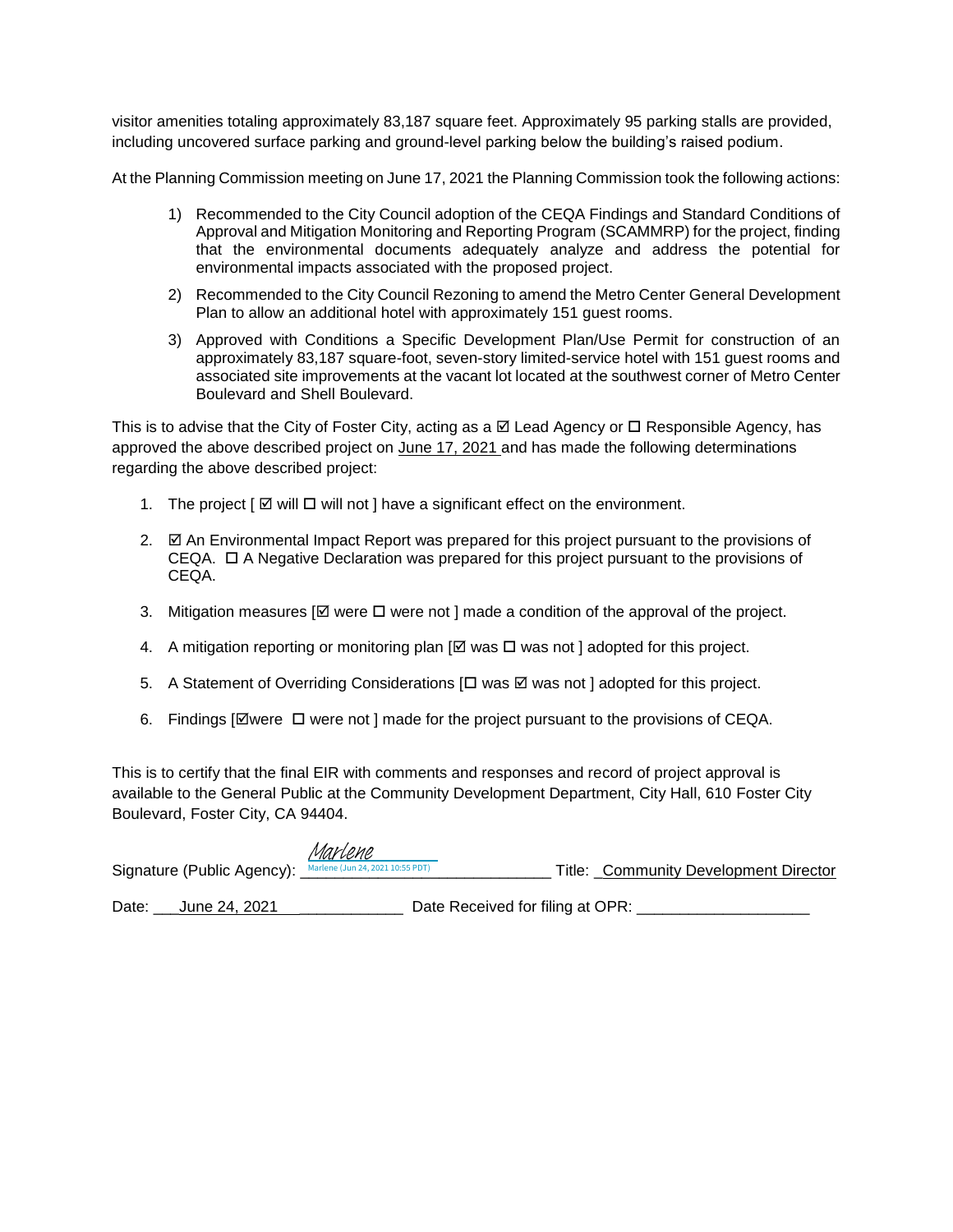visitor amenities totaling approximately 83,187 square feet. Approximately 95 parking stalls are provided, including uncovered surface parking and ground-level parking below the building's raised podium.

At the Planning Commission meeting on June 17, 2021 the Planning Commission took the following actions:

1) Recommended to the City Council adoption of the CEQA Findings and Standard Conditions of Approval and Mitigation Monitoring and Reporting Program (SCAMMRP) for the project, finding that the environmental documents adequately analyze and address the potential for environmental impacts associated with the proposed project.
2) Recommended to the City Council Rezoning to amend the Metro Center General Development Plan to allow an additional hotel with approximately 151 guest rooms.
3) Approved with Conditions a Specific Development Plan/Use Permit for construction of an approximately 83,187 square-foot, seven-story limited-service hotel with 151 guest rooms and associated site improvements at the vacant lot located at the southwest corner of Metro Center Boulevard and Shell Boulevard.

This is to advise that the City of Foster City, acting as a ☑ Lead Agency or ☐ Responsible Agency, has approved the above described project on June 17, 2021 and has made the following determinations regarding the above described project:

1. The project [ ☑ will ☐ will not ] have a significant effect on the environment.
2. ☑ An Environmental Impact Report was prepared for this project pursuant to the provisions of CEQA. ☐ A Negative Declaration was prepared for this project pursuant to the provisions of CEQA.
3. Mitigation measures [☑ were ☐ were not ] made a condition of the approval of the project.
4. A mitigation reporting or monitoring plan [☑ was ☐ was not ] adopted for this project.
5. A Statement of Overriding Considerations [☐ was ☑ was not ] adopted for this project.
6. Findings [☑were ☐ were not ] made for the project pursuant to the provisions of CEQA.

This is to certify that the final EIR with comments and responses and record of project approval is available to the General Public at the Community Development Department, City Hall, 610 Foster City Boulevard, Foster City, CA 94404.

Signature (Public Agency): Marlene (Marlene (Jun 24, 2021 10:55 PDT)) Title: Community Development Director

Date: June 24, 2021 Date Received for filing at OPR: ____________________